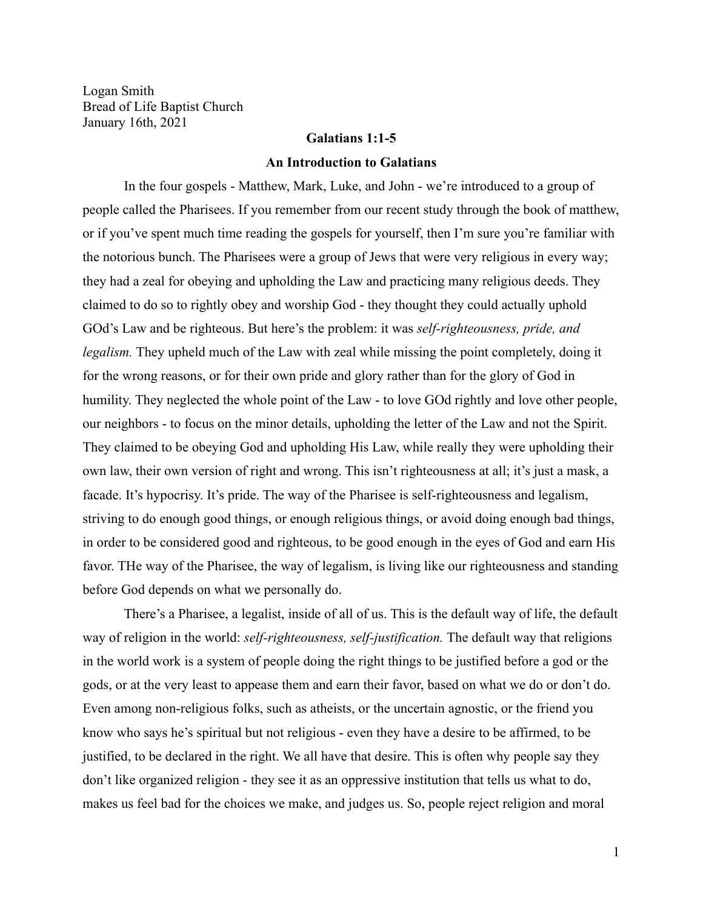Logan Smith
Bread of Life Baptist Church
January 16th, 2021

**Galatians 1:1-5**

**An Introduction to Galatians**

In the four gospels - Matthew, Mark, Luke, and John - we're introduced to a group of people called the Pharisees. If you remember from our recent study through the book of matthew, or if you've spent much time reading the gospels for yourself, then I'm sure you're familiar with the notorious bunch. The Pharisees were a group of Jews that were very religious in every way; they had a zeal for obeying and upholding the Law and practicing many religious deeds. They claimed to do so to rightly obey and worship God - they thought they could actually uphold GOd's Law and be righteous. But here's the problem: it was *self-righteousness, pride, and legalism.* They upheld much of the Law with zeal while missing the point completely, doing it for the wrong reasons, or for their own pride and glory rather than for the glory of God in humility. They neglected the whole point of the Law - to love GOd rightly and love other people, our neighbors - to focus on the minor details, upholding the letter of the Law and not the Spirit. They claimed to be obeying God and upholding His Law, while really they were upholding their own law, their own version of right and wrong. This isn't righteousness at all; it's just a mask, a facade. It's hypocrisy. It's pride. The way of the Pharisee is self-righteousness and legalism, striving to do enough good things, or enough religious things, or avoid doing enough bad things, in order to be considered good and righteous, to be good enough in the eyes of God and earn His favor. THe way of the Pharisee, the way of legalism, is living like our righteousness and standing before God depends on what we personally do.

There's a Pharisee, a legalist, inside of all of us. This is the default way of life, the default way of religion in the world: *self-righteousness, self-justification.* The default way that religions in the world work is a system of people doing the right things to be justified before a god or the gods, or at the very least to appease them and earn their favor, based on what we do or don't do. Even among non-religious folks, such as atheists, or the uncertain agnostic, or the friend you know who says he's spiritual but not religious - even they have a desire to be affirmed, to be justified, to be declared in the right. We all have that desire. This is often why people say they don't like organized religion - they see it as an oppressive institution that tells us what to do, makes us feel bad for the choices we make, and judges us. So, people reject religion and moral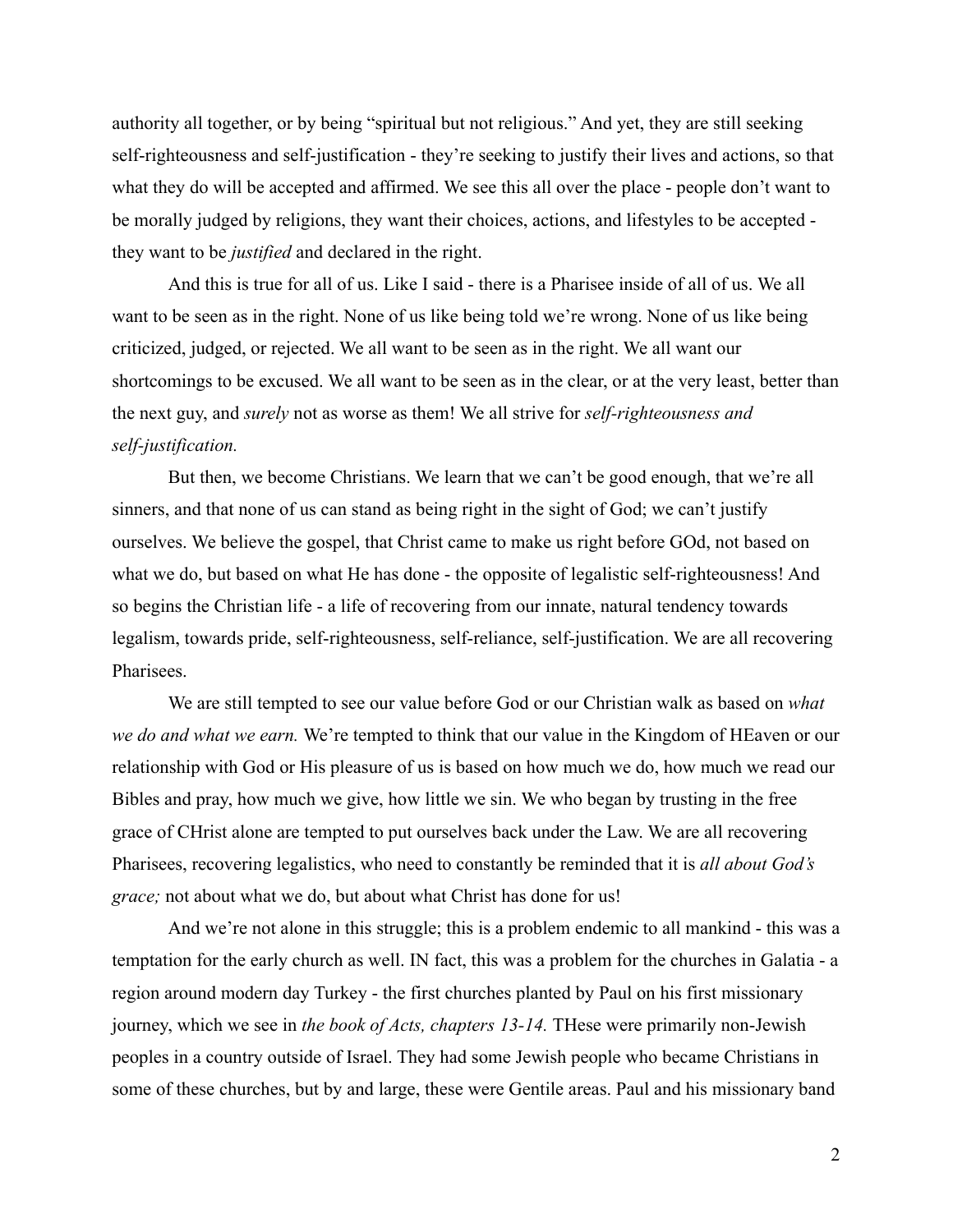authority all together, or by being "spiritual but not religious." And yet, they are still seeking self-righteousness and self-justification - they're seeking to justify their lives and actions, so that what they do will be accepted and affirmed. We see this all over the place - people don't want to be morally judged by religions, they want their choices, actions, and lifestyles to be accepted - they want to be *justified* and declared in the right.

And this is true for all of us. Like I said - there is a Pharisee inside of all of us. We all want to be seen as in the right. None of us like being told we're wrong. None of us like being criticized, judged, or rejected. We all want to be seen as in the right. We all want our shortcomings to be excused. We all want to be seen as in the clear, or at the very least, better than the next guy, and *surely* not as worse as them! We all strive for *self-righteousness and self-justification.*

But then, we become Christians. We learn that we can't be good enough, that we're all sinners, and that none of us can stand as being right in the sight of God; we can't justify ourselves. We believe the gospel, that Christ came to make us right before GOd, not based on what we do, but based on what He has done - the opposite of legalistic self-righteousness! And so begins the Christian life - a life of recovering from our innate, natural tendency towards legalism, towards pride, self-righteousness, self-reliance, self-justification. We are all recovering Pharisees.

We are still tempted to see our value before God or our Christian walk as based on *what we do and what we earn.* We're tempted to think that our value in the Kingdom of HEaven or our relationship with God or His pleasure of us is based on how much we do, how much we read our Bibles and pray, how much we give, how little we sin. We who began by trusting in the free grace of CHrist alone are tempted to put ourselves back under the Law. We are all recovering Pharisees, recovering legalistics, who need to constantly be reminded that it is *all about God's grace;* not about what we do, but about what Christ has done for us!

And we're not alone in this struggle; this is a problem endemic to all mankind - this was a temptation for the early church as well. IN fact, this was a problem for the churches in Galatia - a region around modern day Turkey - the first churches planted by Paul on his first missionary journey, which we see in *the book of Acts, chapters 13-14.* THese were primarily non-Jewish peoples in a country outside of Israel. They had some Jewish people who became Christians in some of these churches, but by and large, these were Gentile areas. Paul and his missionary band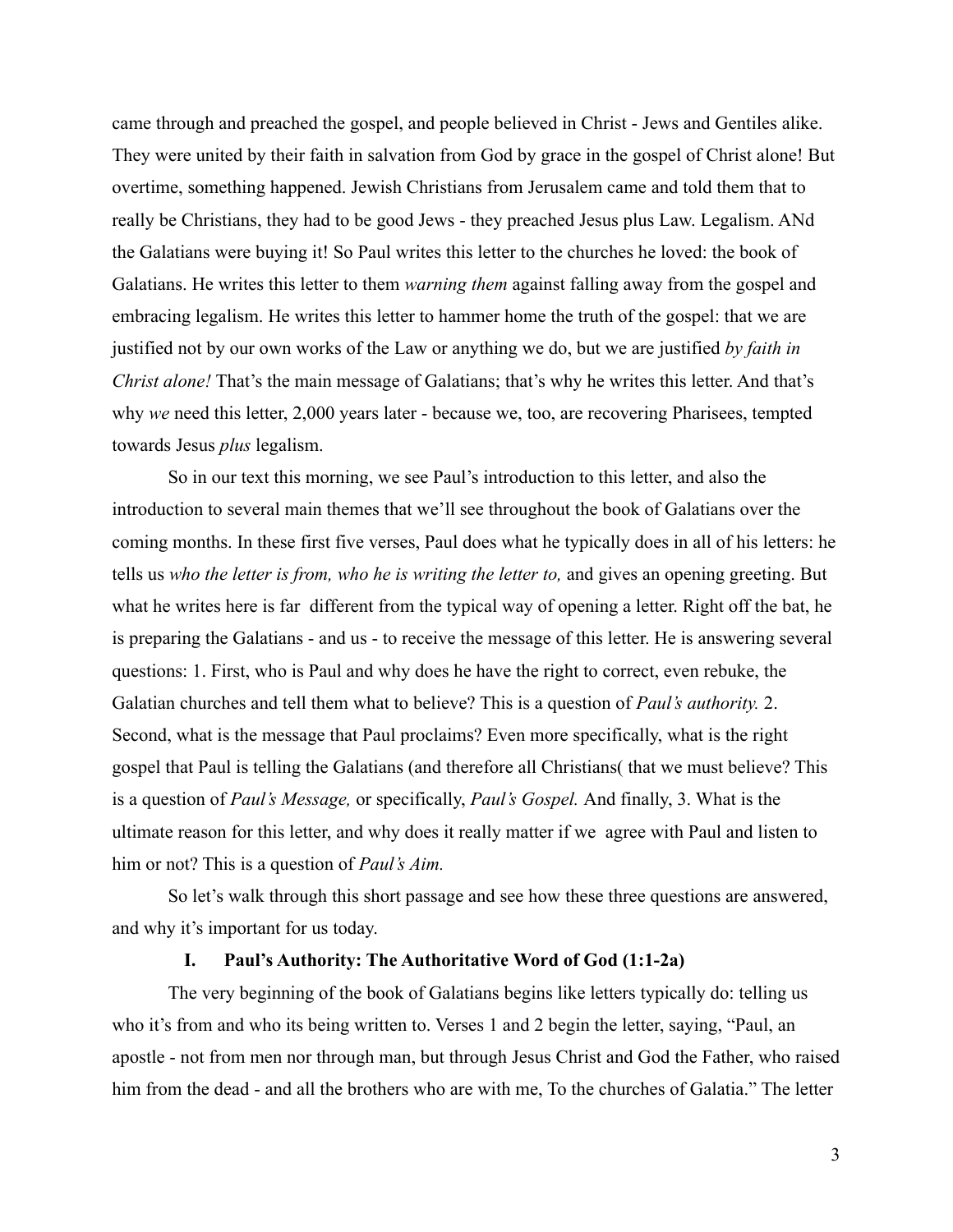came through and preached the gospel, and people believed in Christ - Jews and Gentiles alike. They were united by their faith in salvation from God by grace in the gospel of Christ alone! But overtime, something happened. Jewish Christians from Jerusalem came and told them that to really be Christians, they had to be good Jews - they preached Jesus plus Law. Legalism. ANd the Galatians were buying it! So Paul writes this letter to the churches he loved: the book of Galatians. He writes this letter to them *warning them* against falling away from the gospel and embracing legalism. He writes this letter to hammer home the truth of the gospel: that we are justified not by our own works of the Law or anything we do, but we are justified *by faith in Christ alone!* That's the main message of Galatians; that's why he writes this letter. And that's why *we* need this letter, 2,000 years later - because we, too, are recovering Pharisees, tempted towards Jesus *plus* legalism.

So in our text this morning, we see Paul's introduction to this letter, and also the introduction to several main themes that we'll see throughout the book of Galatians over the coming months. In these first five verses, Paul does what he typically does in all of his letters: he tells us *who the letter is from, who he is writing the letter to,* and gives an opening greeting. But what he writes here is far different from the typical way of opening a letter. Right off the bat, he is preparing the Galatians - and us - to receive the message of this letter. He is answering several questions: 1. First, who is Paul and why does he have the right to correct, even rebuke, the Galatian churches and tell them what to believe? This is a question of *Paul's authority.* 2. Second, what is the message that Paul proclaims? Even more specifically, what is the right gospel that Paul is telling the Galatians (and therefore all Christians( that we must believe? This is a question of *Paul's Message,* or specifically, *Paul's Gospel.* And finally, 3. What is the ultimate reason for this letter, and why does it really matter if we agree with Paul and listen to him or not? This is a question of *Paul's Aim.*

So let's walk through this short passage and see how these three questions are answered, and why it's important for us today.

## I. Paul's Authority: The Authoritative Word of God (1:1-2a)

The very beginning of the book of Galatians begins like letters typically do: telling us who it's from and who its being written to. Verses 1 and 2 begin the letter, saying, "Paul, an apostle - not from men nor through man, but through Jesus Christ and God the Father, who raised him from the dead - and all the brothers who are with me, To the churches of Galatia." The letter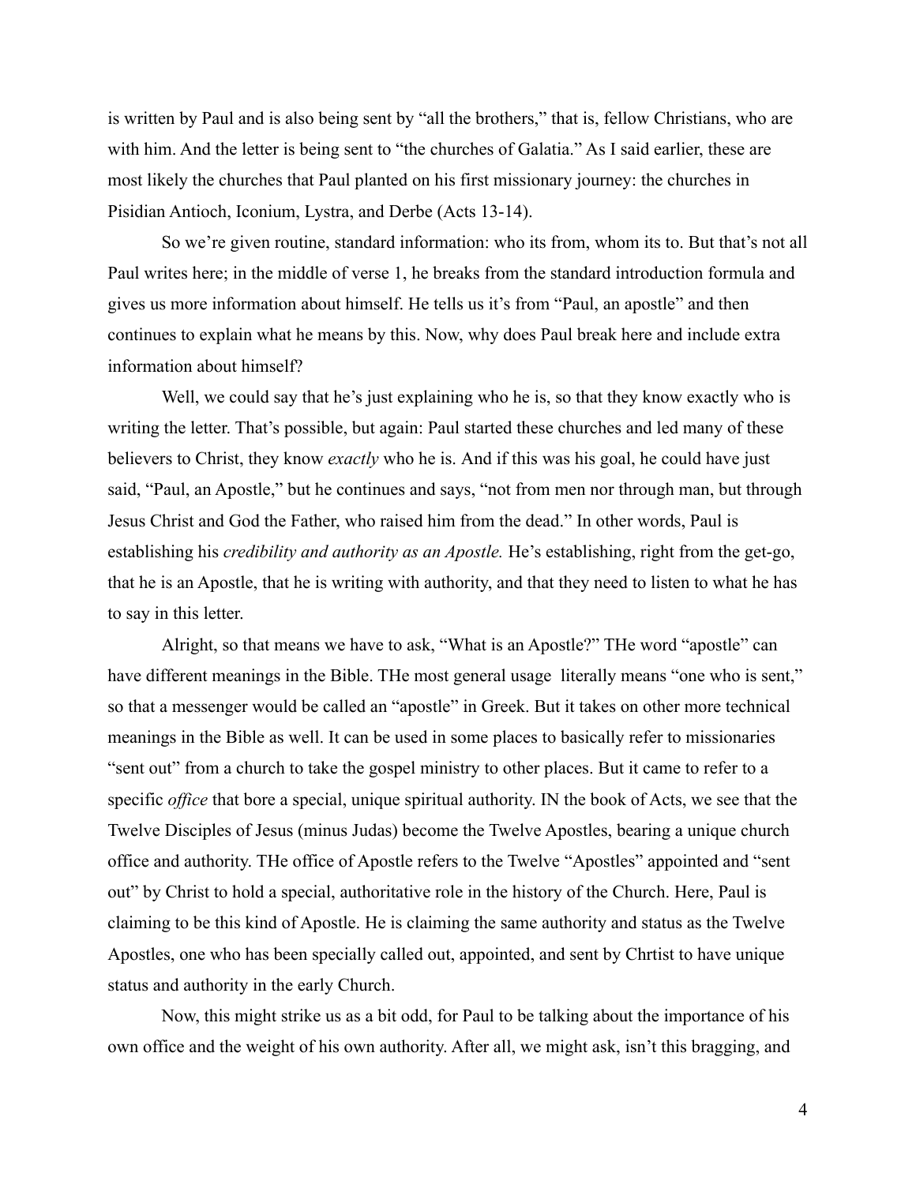is written by Paul and is also being sent by "all the brothers," that is, fellow Christians, who are with him. And the letter is being sent to "the churches of Galatia." As I said earlier, these are most likely the churches that Paul planted on his first missionary journey: the churches in Pisidian Antioch, Iconium, Lystra, and Derbe (Acts 13-14).

So we're given routine, standard information: who its from, whom its to. But that's not all Paul writes here; in the middle of verse 1, he breaks from the standard introduction formula and gives us more information about himself. He tells us it's from "Paul, an apostle" and then continues to explain what he means by this. Now, why does Paul break here and include extra information about himself?

Well, we could say that he's just explaining who he is, so that they know exactly who is writing the letter. That's possible, but again: Paul started these churches and led many of these believers to Christ, they know *exactly* who he is. And if this was his goal, he could have just said, "Paul, an Apostle," but he continues and says, "not from men nor through man, but through Jesus Christ and God the Father, who raised him from the dead." In other words, Paul is establishing his *credibility and authority as an Apostle.* He's establishing, right from the get-go, that he is an Apostle, that he is writing with authority, and that they need to listen to what he has to say in this letter.

Alright, so that means we have to ask, "What is an Apostle?" THe word "apostle" can have different meanings in the Bible. THe most general usage literally means "one who is sent," so that a messenger would be called an "apostle" in Greek. But it takes on other more technical meanings in the Bible as well. It can be used in some places to basically refer to missionaries "sent out" from a church to take the gospel ministry to other places. But it came to refer to a specific *office* that bore a special, unique spiritual authority. IN the book of Acts, we see that the Twelve Disciples of Jesus (minus Judas) become the Twelve Apostles, bearing a unique church office and authority. THe office of Apostle refers to the Twelve "Apostles" appointed and "sent out" by Christ to hold a special, authoritative role in the history of the Church. Here, Paul is claiming to be this kind of Apostle. He is claiming the same authority and status as the Twelve Apostles, one who has been specially called out, appointed, and sent by Chrtist to have unique status and authority in the early Church.

Now, this might strike us as a bit odd, for Paul to be talking about the importance of his own office and the weight of his own authority. After all, we might ask, isn't this bragging, and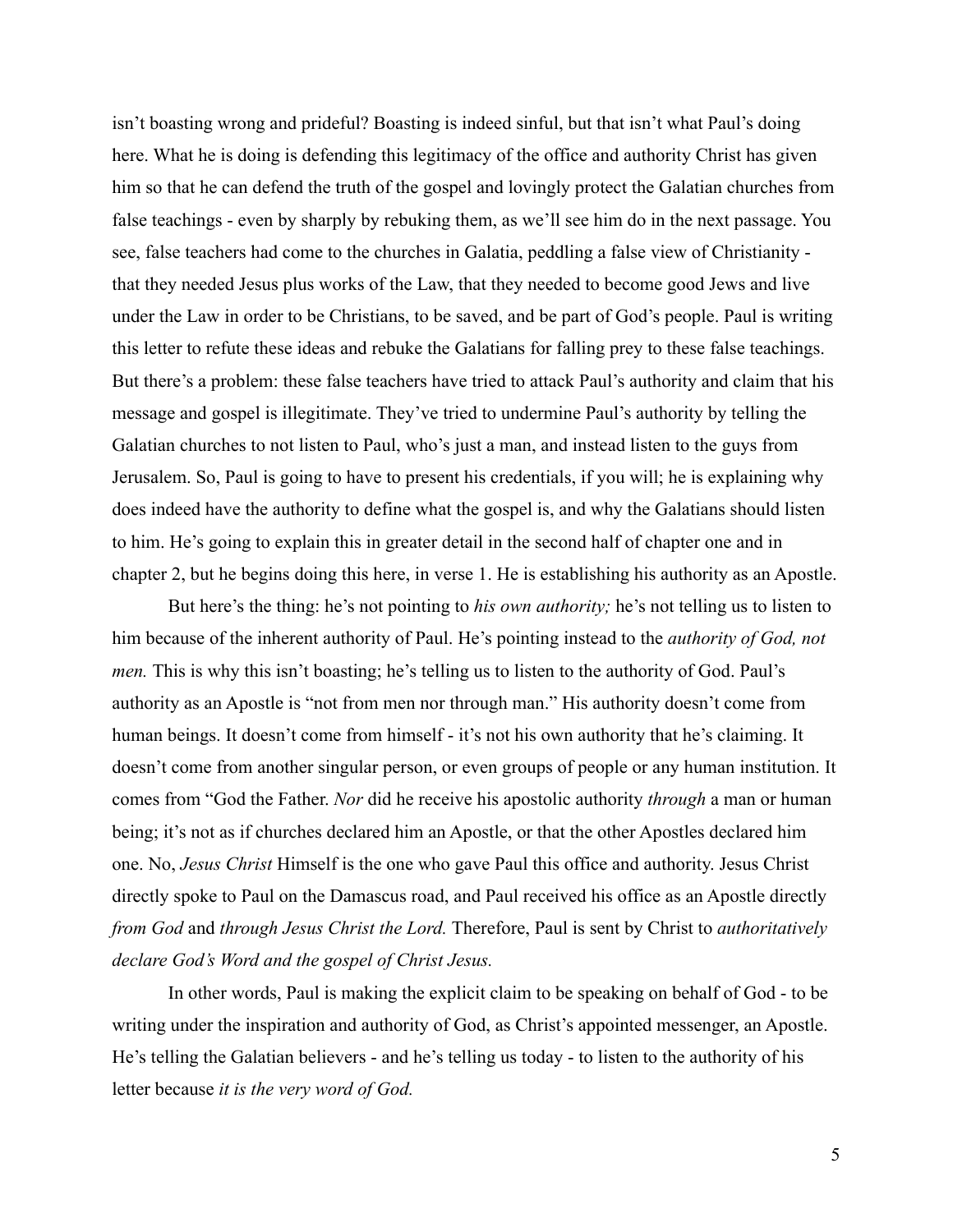isn't boasting wrong and prideful? Boasting is indeed sinful, but that isn't what Paul's doing here. What he is doing is defending this legitimacy of the office and authority Christ has given him so that he can defend the truth of the gospel and lovingly protect the Galatian churches from false teachings - even by sharply by rebuking them, as we'll see him do in the next passage. You see, false teachers had come to the churches in Galatia, peddling a false view of Christianity - that they needed Jesus plus works of the Law, that they needed to become good Jews and live under the Law in order to be Christians, to be saved, and be part of God's people. Paul is writing this letter to refute these ideas and rebuke the Galatians for falling prey to these false teachings. But there's a problem: these false teachers have tried to attack Paul's authority and claim that his message and gospel is illegitimate. They've tried to undermine Paul's authority by telling the Galatian churches to not listen to Paul, who's just a man, and instead listen to the guys from Jerusalem. So, Paul is going to have to present his credentials, if you will; he is explaining why does indeed have the authority to define what the gospel is, and why the Galatians should listen to him. He's going to explain this in greater detail in the second half of chapter one and in chapter 2, but he begins doing this here, in verse 1. He is establishing his authority as an Apostle.

But here's the thing: he's not pointing to *his own authority;* he's not telling us to listen to him because of the inherent authority of Paul. He's pointing instead to the *authority of God, not men.* This is why this isn't boasting; he's telling us to listen to the authority of God. Paul's authority as an Apostle is "not from men nor through man." His authority doesn't come from human beings. It doesn't come from himself - it's not his own authority that he's claiming. It doesn't come from another singular person, or even groups of people or any human institution. It comes from "God the Father. *Nor* did he receive his apostolic authority *through* a man or human being; it's not as if churches declared him an Apostle, or that the other Apostles declared him one. No, *Jesus Christ* Himself is the one who gave Paul this office and authority. Jesus Christ directly spoke to Paul on the Damascus road, and Paul received his office as an Apostle directly *from God* and *through Jesus Christ the Lord.* Therefore, Paul is sent by Christ to *authoritatively declare God's Word and the gospel of Christ Jesus.*

In other words, Paul is making the explicit claim to be speaking on behalf of God - to be writing under the inspiration and authority of God, as Christ's appointed messenger, an Apostle. He's telling the Galatian believers - and he's telling us today - to listen to the authority of his letter because *it is the very word of God.*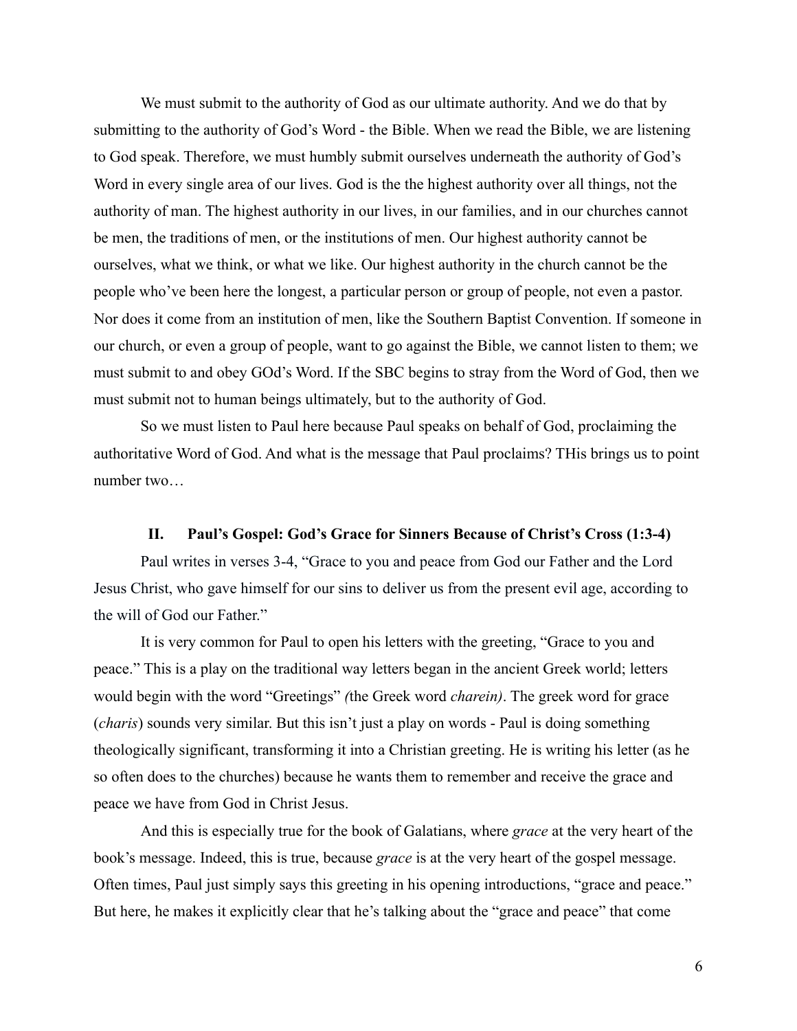We must submit to the authority of God as our ultimate authority. And we do that by submitting to the authority of God's Word - the Bible. When we read the Bible, we are listening to God speak. Therefore, we must humbly submit ourselves underneath the authority of God's Word in every single area of our lives. God is the the highest authority over all things, not the authority of man. The highest authority in our lives, in our families, and in our churches cannot be men, the traditions of men, or the institutions of men. Our highest authority cannot be ourselves, what we think, or what we like. Our highest authority in the church cannot be the people who've been here the longest, a particular person or group of people, not even a pastor. Nor does it come from an institution of men, like the Southern Baptist Convention. If someone in our church, or even a group of people, want to go against the Bible, we cannot listen to them; we must submit to and obey GOd's Word. If the SBC begins to stray from the Word of God, then we must submit not to human beings ultimately, but to the authority of God.

So we must listen to Paul here because Paul speaks on behalf of God, proclaiming the authoritative Word of God. And what is the message that Paul proclaims? THis brings us to point number two…

## II. Paul's Gospel: God's Grace for Sinners Because of Christ's Cross (1:3-4)

Paul writes in verses 3-4, "Grace to you and peace from God our Father and the Lord Jesus Christ, who gave himself for our sins to deliver us from the present evil age, according to the will of God our Father."

It is very common for Paul to open his letters with the greeting, "Grace to you and peace." This is a play on the traditional way letters began in the ancient Greek world; letters would begin with the word "Greetings" *(*the Greek word *charein)*. The greek word for grace (*charis*) sounds very similar. But this isn't just a play on words - Paul is doing something theologically significant, transforming it into a Christian greeting. He is writing his letter (as he so often does to the churches) because he wants them to remember and receive the grace and peace we have from God in Christ Jesus.

And this is especially true for the book of Galatians, where *grace* at the very heart of the book's message. Indeed, this is true, because *grace* is at the very heart of the gospel message. Often times, Paul just simply says this greeting in his opening introductions, "grace and peace." But here, he makes it explicitly clear that he's talking about the "grace and peace" that come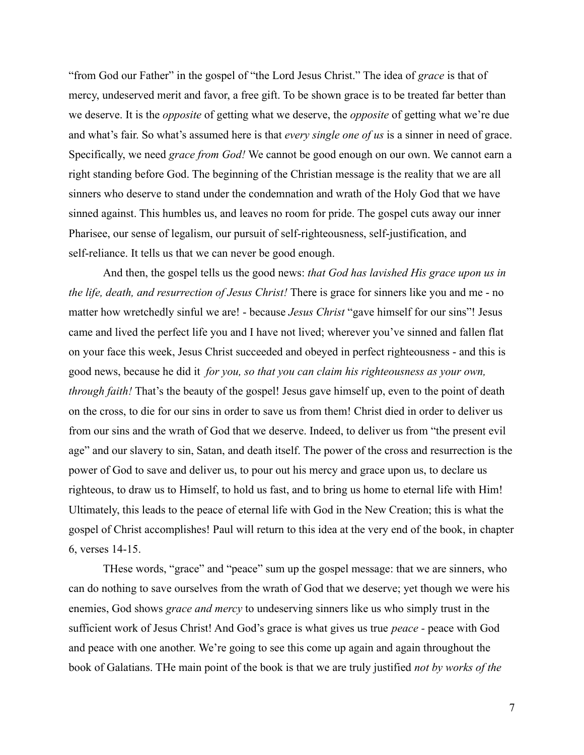"from God our Father" in the gospel of "the Lord Jesus Christ." The idea of *grace* is that of mercy, undeserved merit and favor, a free gift. To be shown grace is to be treated far better than we deserve. It is the *opposite* of getting what we deserve, the *opposite* of getting what we're due and what's fair. So what's assumed here is that *every single one of us* is a sinner in need of grace. Specifically, we need *grace from God!* We cannot be good enough on our own. We cannot earn a right standing before God. The beginning of the Christian message is the reality that we are all sinners who deserve to stand under the condemnation and wrath of the Holy God that we have sinned against. This humbles us, and leaves no room for pride. The gospel cuts away our inner Pharisee, our sense of legalism, our pursuit of self-righteousness, self-justification, and self-reliance. It tells us that we can never be good enough.

And then, the gospel tells us the good news: *that God has lavished His grace upon us in the life, death, and resurrection of Jesus Christ!* There is grace for sinners like you and me - no matter how wretchedly sinful we are! - because *Jesus Christ* "gave himself for our sins"! Jesus came and lived the perfect life you and I have not lived; wherever you've sinned and fallen flat on your face this week, Jesus Christ succeeded and obeyed in perfect righteousness - and this is good news, because he did it *for you, so that you can claim his righteousness as your own, through faith!* That's the beauty of the gospel! Jesus gave himself up, even to the point of death on the cross, to die for our sins in order to save us from them! Christ died in order to deliver us from our sins and the wrath of God that we deserve. Indeed, to deliver us from "the present evil age" and our slavery to sin, Satan, and death itself. The power of the cross and resurrection is the power of God to save and deliver us, to pour out his mercy and grace upon us, to declare us righteous, to draw us to Himself, to hold us fast, and to bring us home to eternal life with Him! Ultimately, this leads to the peace of eternal life with God in the New Creation; this is what the gospel of Christ accomplishes! Paul will return to this idea at the very end of the book, in chapter 6, verses 14-15.

THese words, "grace" and "peace" sum up the gospel message: that we are sinners, who can do nothing to save ourselves from the wrath of God that we deserve; yet though we were his enemies, God shows *grace and mercy* to undeserving sinners like us who simply trust in the sufficient work of Jesus Christ! And God's grace is what gives us true *peace* - peace with God and peace with one another. We're going to see this come up again and again throughout the book of Galatians. THe main point of the book is that we are truly justified *not by works of the*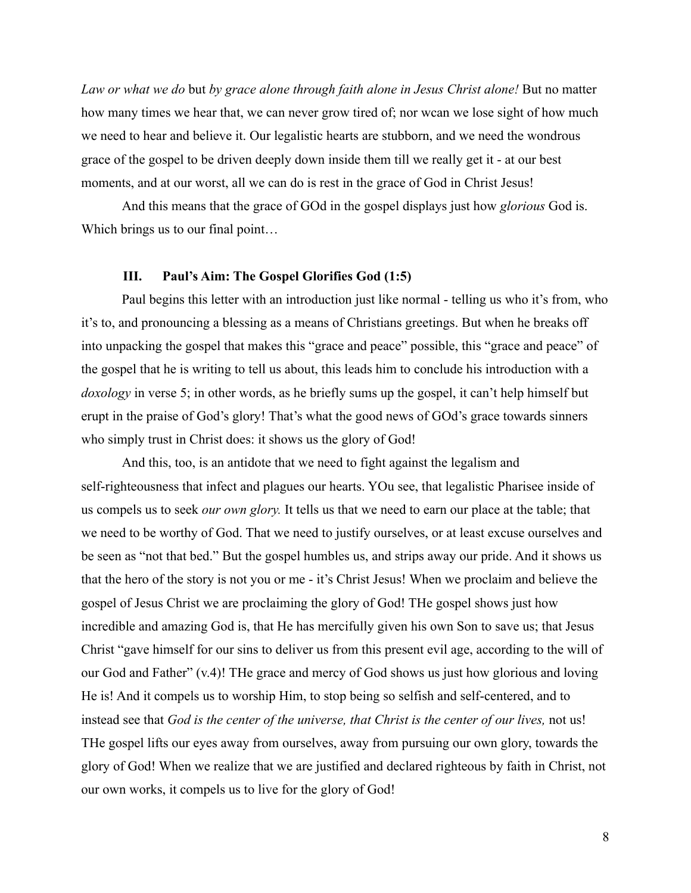*Law or what we do* but *by grace alone through faith alone in Jesus Christ alone!* But no matter how many times we hear that, we can never grow tired of; nor wcan we lose sight of how much we need to hear and believe it. Our legalistic hearts are stubborn, and we need the wondrous grace of the gospel to be driven deeply down inside them till we really get it - at our best moments, and at our worst, all we can do is rest in the grace of God in Christ Jesus!

And this means that the grace of GOd in the gospel displays just how *glorious* God is. Which brings us to our final point…

### III. Paul's Aim: The Gospel Glorifies God (1:5)

Paul begins this letter with an introduction just like normal - telling us who it's from, who it's to, and pronouncing a blessing as a means of Christians greetings. But when he breaks off into unpacking the gospel that makes this "grace and peace" possible, this "grace and peace" of the gospel that he is writing to tell us about, this leads him to conclude his introduction with a *doxology* in verse 5; in other words, as he briefly sums up the gospel, it can't help himself but erupt in the praise of God's glory! That's what the good news of GOd's grace towards sinners who simply trust in Christ does: it shows us the glory of God!

And this, too, is an antidote that we need to fight against the legalism and self-righteousness that infect and plagues our hearts. YOu see, that legalistic Pharisee inside of us compels us to seek *our own glory.* It tells us that we need to earn our place at the table; that we need to be worthy of God. That we need to justify ourselves, or at least excuse ourselves and be seen as "not that bed." But the gospel humbles us, and strips away our pride. And it shows us that the hero of the story is not you or me - it's Christ Jesus! When we proclaim and believe the gospel of Jesus Christ we are proclaiming the glory of God! THe gospel shows just how incredible and amazing God is, that He has mercifully given his own Son to save us; that Jesus Christ "gave himself for our sins to deliver us from this present evil age, according to the will of our God and Father" (v.4)! THe grace and mercy of God shows us just how glorious and loving He is! And it compels us to worship Him, to stop being so selfish and self-centered, and to instead see that *God is the center of the universe, that Christ is the center of our lives,* not us! THe gospel lifts our eyes away from ourselves, away from pursuing our own glory, towards the glory of God! When we realize that we are justified and declared righteous by faith in Christ, not our own works, it compels us to live for the glory of God!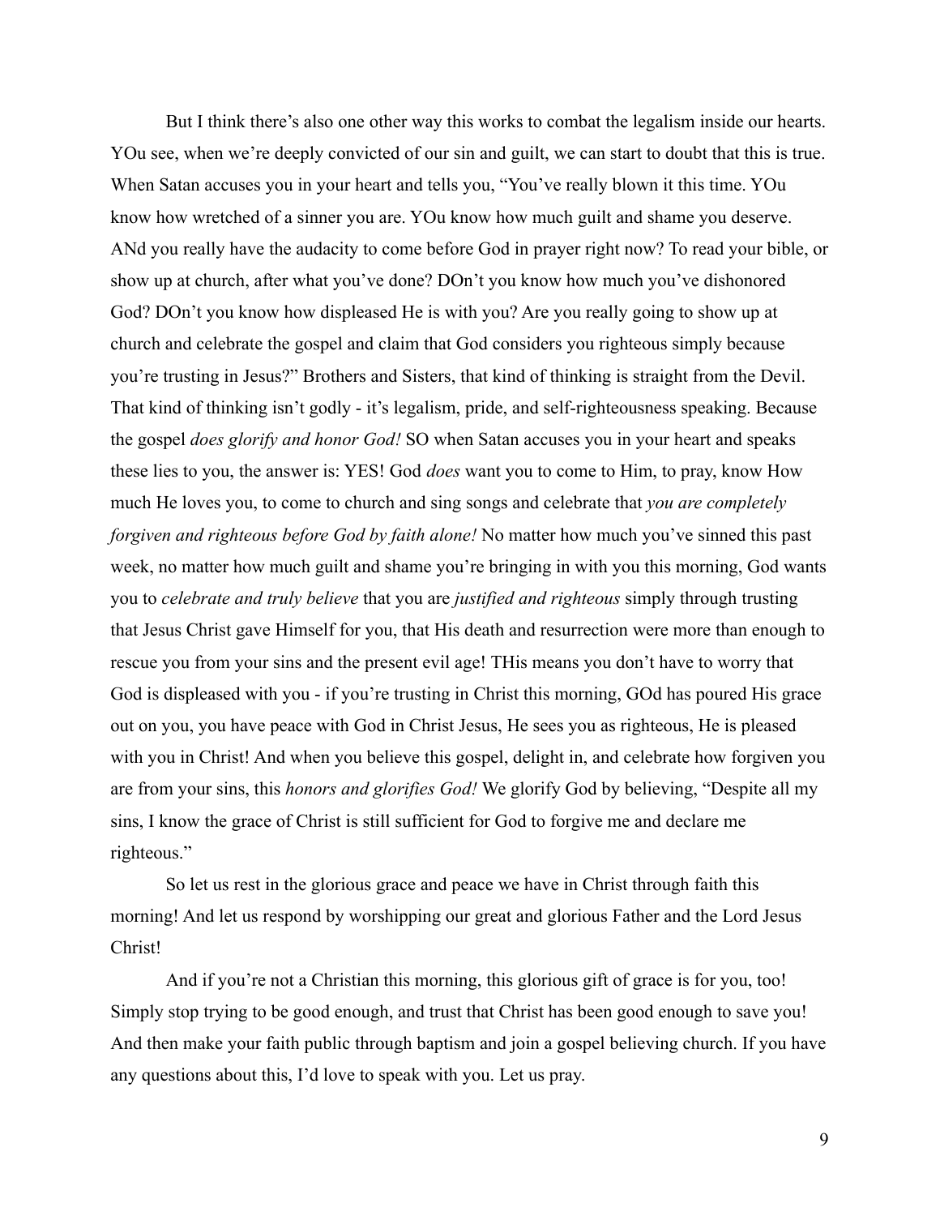But I think there's also one other way this works to combat the legalism inside our hearts. YOu see, when we're deeply convicted of our sin and guilt, we can start to doubt that this is true. When Satan accuses you in your heart and tells you, "You've really blown it this time. YOu know how wretched of a sinner you are. YOu know how much guilt and shame you deserve. ANd you really have the audacity to come before God in prayer right now? To read your bible, or show up at church, after what you've done? DOn't you know how much you've dishonored God? DOn't you know how displeased He is with you? Are you really going to show up at church and celebrate the gospel and claim that God considers you righteous simply because you're trusting in Jesus?" Brothers and Sisters, that kind of thinking is straight from the Devil. That kind of thinking isn't godly - it's legalism, pride, and self-righteousness speaking. Because the gospel *does glorify and honor God!* SO when Satan accuses you in your heart and speaks these lies to you, the answer is: YES! God *does* want you to come to Him, to pray, know How much He loves you, to come to church and sing songs and celebrate that *you are completely forgiven and righteous before God by faith alone!* No matter how much you've sinned this past week, no matter how much guilt and shame you're bringing in with you this morning, God wants you to *celebrate and truly believe* that you are *justified and righteous* simply through trusting that Jesus Christ gave Himself for you, that His death and resurrection were more than enough to rescue you from your sins and the present evil age! THis means you don't have to worry that God is displeased with you - if you're trusting in Christ this morning, GOd has poured His grace out on you, you have peace with God in Christ Jesus, He sees you as righteous, He is pleased with you in Christ! And when you believe this gospel, delight in, and celebrate how forgiven you are from your sins, this *honors and glorifies God!* We glorify God by believing, "Despite all my sins, I know the grace of Christ is still sufficient for God to forgive me and declare me righteous."

So let us rest in the glorious grace and peace we have in Christ through faith this morning! And let us respond by worshipping our great and glorious Father and the Lord Jesus Christ!

And if you're not a Christian this morning, this glorious gift of grace is for you, too! Simply stop trying to be good enough, and trust that Christ has been good enough to save you! And then make your faith public through baptism and join a gospel believing church. If you have any questions about this, I'd love to speak with you. Let us pray.